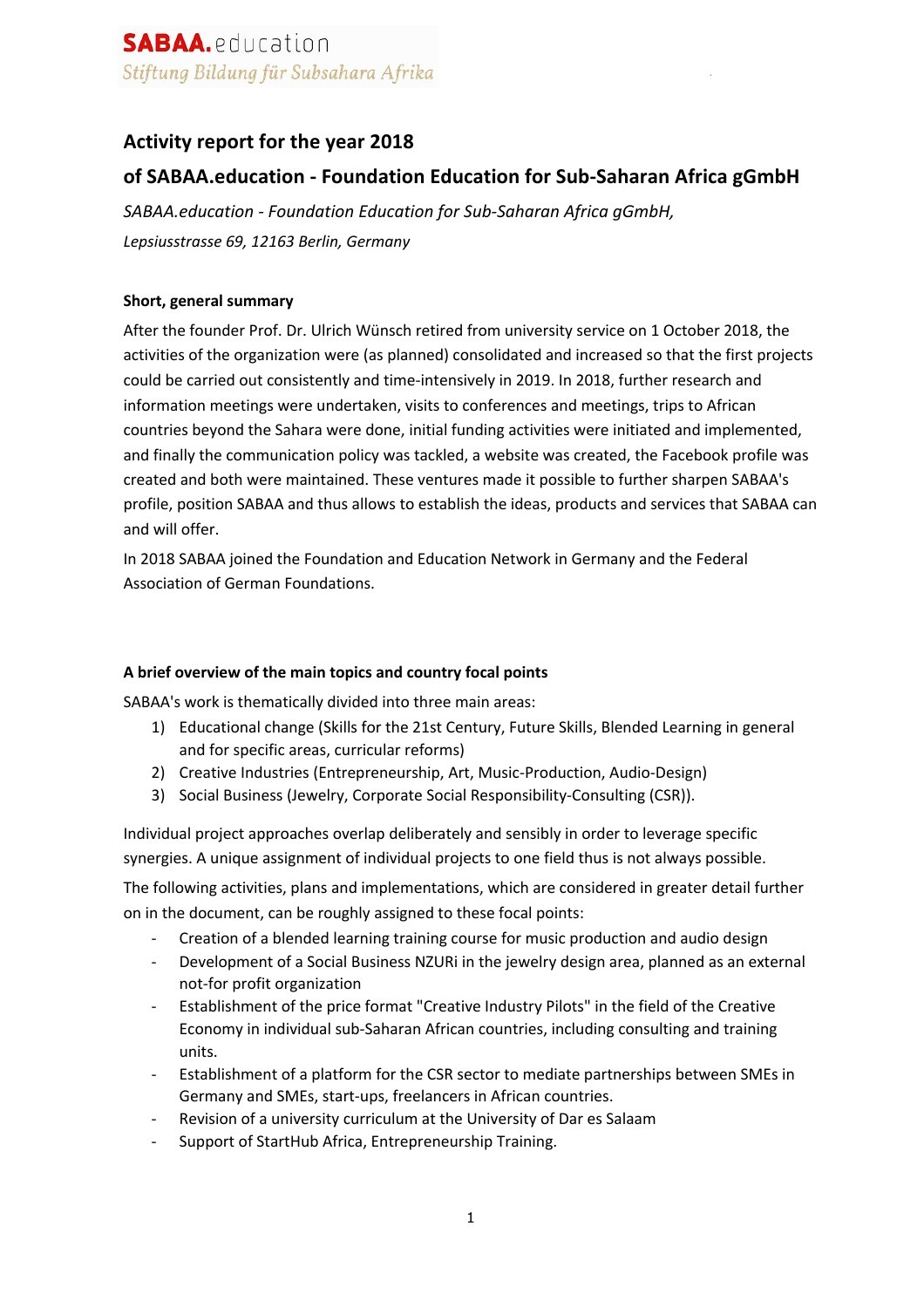**SABAA.**education
*Stiftung Bildung für Subsahara Afrika*

## Activity report for the year 2018

## of SABAA.education - Foundation Education for Sub-Saharan Africa gGmbH

*SABAA.education - Foundation Education for Sub-Saharan Africa gGmbH,*

*Lepsiusstrasse 69, 12163 Berlin, Germany*

### Short, general summary

After the founder Prof. Dr. Ulrich Wünsch retired from university service on 1 October 2018, the activities of the organization were (as planned) consolidated and increased so that the first projects could be carried out consistently and time-intensively in 2019. In 2018, further research and information meetings were undertaken, visits to conferences and meetings, trips to African countries beyond the Sahara were done, initial funding activities were initiated and implemented, and finally the communication policy was tackled, a website was created, the Facebook profile was created and both were maintained. These ventures made it possible to further sharpen SABAA's profile, position SABAA and thus allows to establish the ideas, products and services that SABAA can and will offer.

In 2018 SABAA joined the Foundation and Education Network in Germany and the Federal Association of German Foundations.

### A brief overview of the main topics and country focal points

SABAA's work is thematically divided into three main areas:

1) Educational change (Skills for the 21st Century, Future Skills, Blended Learning in general and for specific areas, curricular reforms)
2) Creative Industries (Entrepreneurship, Art, Music-Production, Audio-Design)
3) Social Business (Jewelry, Corporate Social Responsibility-Consulting (CSR)).

Individual project approaches overlap deliberately and sensibly in order to leverage specific synergies. A unique assignment of individual projects to one field thus is not always possible.

The following activities, plans and implementations, which are considered in greater detail further on in the document, can be roughly assigned to these focal points:

- Creation of a blended learning training course for music production and audio design
- Development of a Social Business NZURi in the jewelry design area, planned as an external not-for profit organization
- Establishment of the price format "Creative Industry Pilots" in the field of the Creative Economy in individual sub-Saharan African countries, including consulting and training units.
- Establishment of a platform for the CSR sector to mediate partnerships between SMEs in Germany and SMEs, start-ups, freelancers in African countries.
- Revision of a university curriculum at the University of Dar es Salaam
- Support of StartHub Africa, Entrepreneurship Training.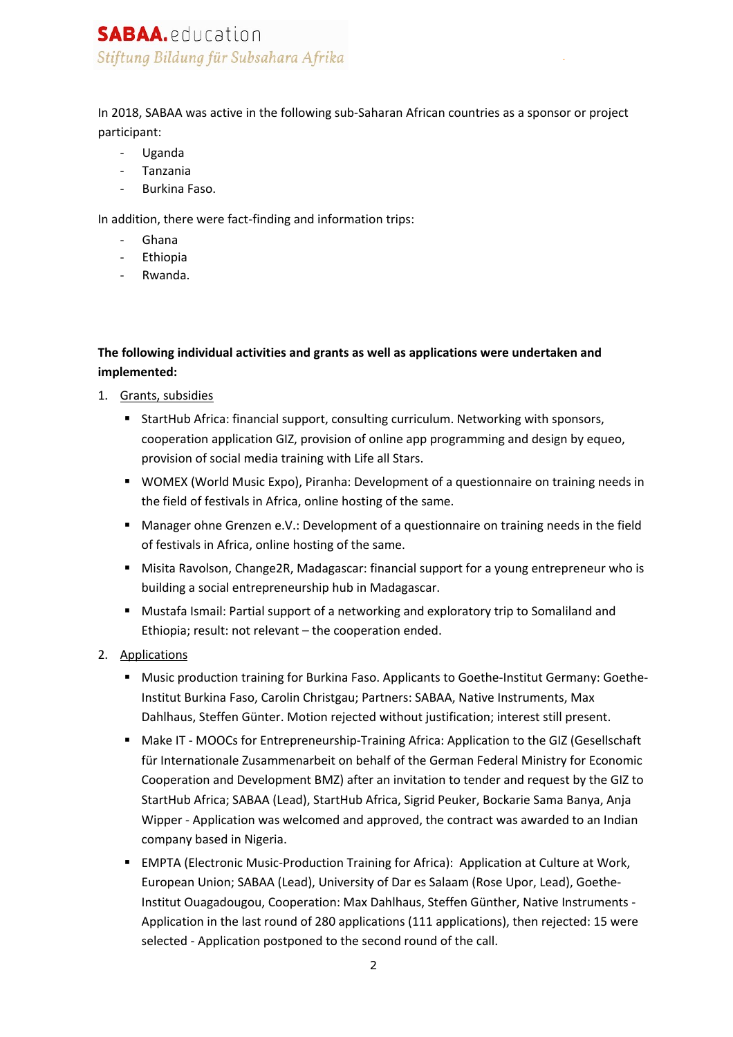In 2018, SABAA was active in the following sub-Saharan African countries as a sponsor or project participant:

- Uganda
- Tanzania
- Burkina Faso.

In addition, there were fact-finding and information trips:

- Ghana
- Ethiopia
- Rwanda.

**The following individual activities and grants as well as applications were undertaken and implemented:**

1. Grants, subsidies
   - StartHub Africa: financial support, consulting curriculum. Networking with sponsors, cooperation application GIZ, provision of online app programming and design by equeo, provision of social media training with Life all Stars.
   - WOMEX (World Music Expo), Piranha: Development of a questionnaire on training needs in the field of festivals in Africa, online hosting of the same.
   - Manager ohne Grenzen e.V.: Development of a questionnaire on training needs in the field of festivals in Africa, online hosting of the same.
   - Misita Ravolson, Change2R, Madagascar: financial support for a young entrepreneur who is building a social entrepreneurship hub in Madagascar.
   - Mustafa Ismail: Partial support of a networking and exploratory trip to Somaliland and Ethiopia; result: not relevant – the cooperation ended.
2. Applications
   - Music production training for Burkina Faso. Applicants to Goethe-Institut Germany: Goethe-Institut Burkina Faso, Carolin Christgau; Partners: SABAA, Native Instruments, Max Dahlhaus, Steffen Günter. Motion rejected without justification; interest still present.
   - Make IT - MOOCs for Entrepreneurship-Training Africa: Application to the GIZ (Gesellschaft für Internationale Zusammenarbeit on behalf of the German Federal Ministry for Economic Cooperation and Development BMZ) after an invitation to tender and request by the GIZ to StartHub Africa; SABAA (Lead), StartHub Africa, Sigrid Peuker, Bockarie Sama Banya, Anja Wipper - Application was welcomed and approved, the contract was awarded to an Indian company based in Nigeria.
   - EMPTA (Electronic Music-Production Training for Africa): Application at Culture at Work, European Union; SABAA (Lead), University of Dar es Salaam (Rose Upor, Lead), Goethe-Institut Ouagadougou, Cooperation: Max Dahlhaus, Steffen Günther, Native Instruments - Application in the last round of 280 applications (111 applications), then rejected: 15 were selected - Application postponed to the second round of the call.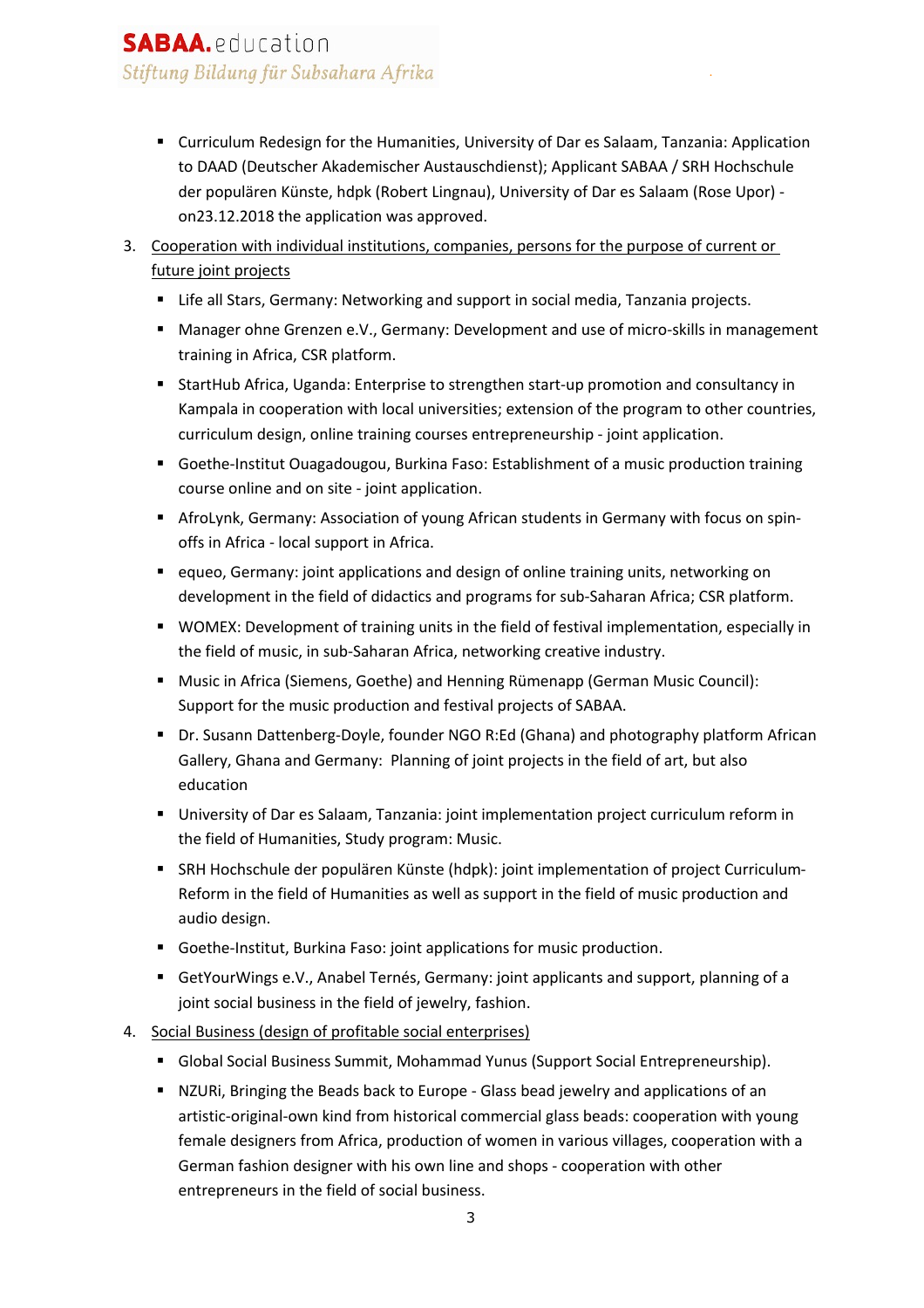- Curriculum Redesign for the Humanities, University of Dar es Salaam, Tanzania: Application to DAAD (Deutscher Akademischer Austauschdienst); Applicant SABAA / SRH Hochschule der populären Künste, hdpk (Robert Lingnau), University of Dar es Salaam (Rose Upor) - on23.12.2018 the application was approved.

3. Cooperation with individual institutions, companies, persons for the purpose of current or future joint projects
    - Life all Stars, Germany: Networking and support in social media, Tanzania projects.
    - Manager ohne Grenzen e.V., Germany: Development and use of micro-skills in management training in Africa, CSR platform.
    - StartHub Africa, Uganda: Enterprise to strengthen start-up promotion and consultancy in Kampala in cooperation with local universities; extension of the program to other countries, curriculum design, online training courses entrepreneurship - joint application.
    - Goethe-Institut Ouagadougou, Burkina Faso: Establishment of a music production training course online and on site - joint application.
    - AfroLynk, Germany: Association of young African students in Germany with focus on spin-offs in Africa - local support in Africa.
    - equeo, Germany: joint applications and design of online training units, networking on development in the field of didactics and programs for sub-Saharan Africa; CSR platform.
    - WOMEX: Development of training units in the field of festival implementation, especially in the field of music, in sub-Saharan Africa, networking creative industry.
    - Music in Africa (Siemens, Goethe) and Henning Rümenapp (German Music Council): Support for the music production and festival projects of SABAA.
    - Dr. Susann Dattenberg-Doyle, founder NGO R:Ed (Ghana) and photography platform African Gallery, Ghana and Germany: Planning of joint projects in the field of art, but also education
    - University of Dar es Salaam, Tanzania: joint implementation project curriculum reform in the field of Humanities, Study program: Music.
    - SRH Hochschule der populären Künste (hdpk): joint implementation of project Curriculum-Reform in the field of Humanities as well as support in the field of music production and audio design.
    - Goethe-Institut, Burkina Faso: joint applications for music production.
    - GetYourWings e.V., Anabel Ternés, Germany: joint applicants and support, planning of a joint social business in the field of jewelry, fashion.

4. Social Business (design of profitable social enterprises)
    - Global Social Business Summit, Mohammad Yunus (Support Social Entrepreneurship).
    - NZURi, Bringing the Beads back to Europe - Glass bead jewelry and applications of an artistic-original-own kind from historical commercial glass beads: cooperation with young female designers from Africa, production of women in various villages, cooperation with a German fashion designer with his own line and shops - cooperation with other entrepreneurs in the field of social business.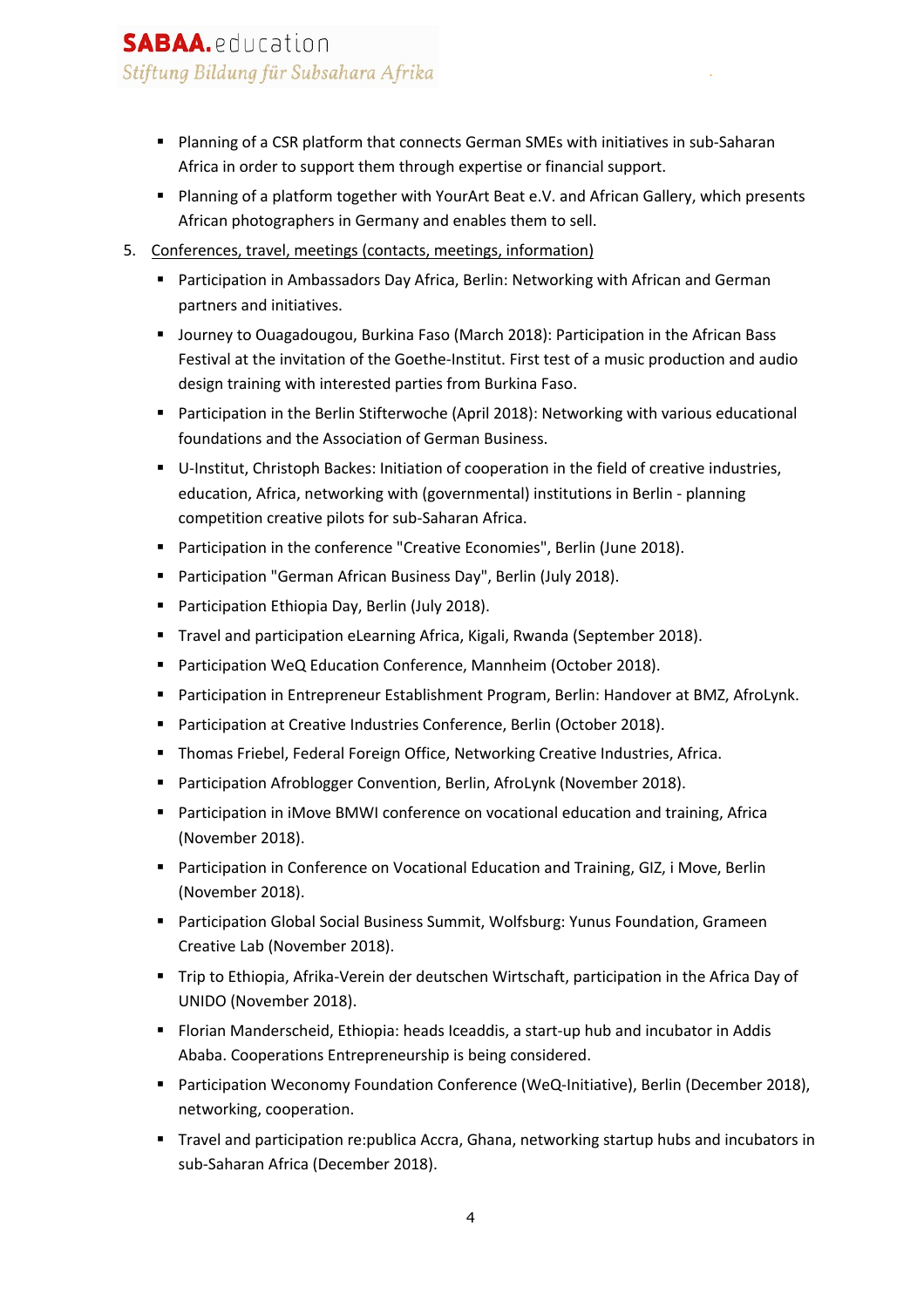- Planning of a CSR platform that connects German SMEs with initiatives in sub-Saharan Africa in order to support them through expertise or financial support.
- Planning of a platform together with YourArt Beat e.V. and African Gallery, which presents African photographers in Germany and enables them to sell.

5. Conferences, travel, meetings (contacts, meetings, information)

   - Participation in Ambassadors Day Africa, Berlin: Networking with African and German partners and initiatives.
   - Journey to Ouagadougou, Burkina Faso (March 2018): Participation in the African Bass Festival at the invitation of the Goethe-Institut. First test of a music production and audio design training with interested parties from Burkina Faso.
   - Participation in the Berlin Stifterwoche (April 2018): Networking with various educational foundations and the Association of German Business.
   - U-Institut, Christoph Backes: Initiation of cooperation in the field of creative industries, education, Africa, networking with (governmental) institutions in Berlin - planning competition creative pilots for sub-Saharan Africa.
   - Participation in the conference "Creative Economies", Berlin (June 2018).
   - Participation "German African Business Day", Berlin (July 2018).
   - Participation Ethiopia Day, Berlin (July 2018).
   - Travel and participation eLearning Africa, Kigali, Rwanda (September 2018).
   - Participation WeQ Education Conference, Mannheim (October 2018).
   - Participation in Entrepreneur Establishment Program, Berlin: Handover at BMZ, AfroLynk.
   - Participation at Creative Industries Conference, Berlin (October 2018).
   - Thomas Friebel, Federal Foreign Office, Networking Creative Industries, Africa.
   - Participation Afroblogger Convention, Berlin, AfroLynk (November 2018).
   - Participation in iMove BMWI conference on vocational education and training, Africa (November 2018).
   - Participation in Conference on Vocational Education and Training, GIZ, i Move, Berlin (November 2018).
   - Participation Global Social Business Summit, Wolfsburg: Yunus Foundation, Grameen Creative Lab (November 2018).
   - Trip to Ethiopia, Afrika-Verein der deutschen Wirtschaft, participation in the Africa Day of UNIDO (November 2018).
   - Florian Manderscheid, Ethiopia: heads Iceaddis, a start-up hub and incubator in Addis Ababa. Cooperations Entrepreneurship is being considered.
   - Participation Weconomy Foundation Conference (WeQ-Initiative), Berlin (December 2018), networking, cooperation.
   - Travel and participation re:publica Accra, Ghana, networking startup hubs and incubators in sub-Saharan Africa (December 2018).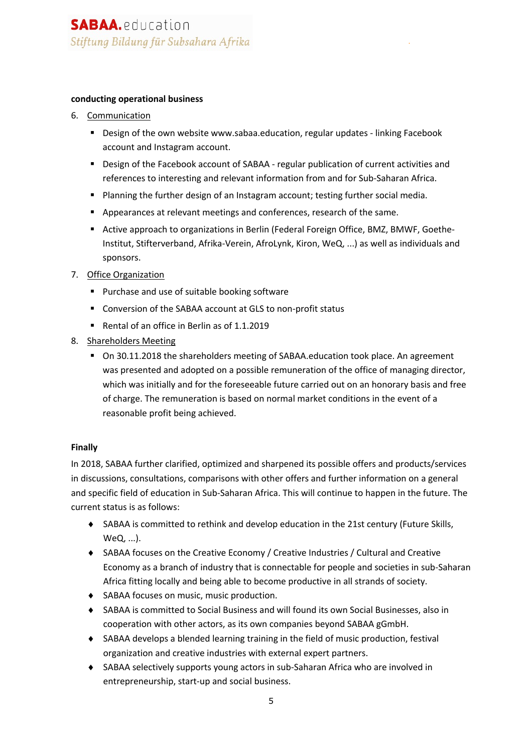**conducting operational business**

6. Communication
   - Design of the own website www.sabaa.education, regular updates - linking Facebook account and Instagram account.
   - Design of the Facebook account of SABAA - regular publication of current activities and references to interesting and relevant information from and for Sub-Saharan Africa.
   - Planning the further design of an Instagram account; testing further social media.
   - Appearances at relevant meetings and conferences, research of the same.
   - Active approach to organizations in Berlin (Federal Foreign Office, BMZ, BMWF, Goethe-Institut, Stifterverband, Afrika-Verein, AfroLynk, Kiron, WeQ, ...) as well as individuals and sponsors.
7. Office Organization
   - Purchase and use of suitable booking software
   - Conversion of the SABAA account at GLS to non-profit status
   - Rental of an office in Berlin as of 1.1.2019
8. Shareholders Meeting
   - On 30.11.2018 the shareholders meeting of SABAA.education took place. An agreement was presented and adopted on a possible remuneration of the office of managing director, which was initially and for the foreseeable future carried out on an honorary basis and free of charge. The remuneration is based on normal market conditions in the event of a reasonable profit being achieved.

**Finally**

In 2018, SABAA further clarified, optimized and sharpened its possible offers and products/services in discussions, consultations, comparisons with other offers and further information on a general and specific field of education in Sub-Saharan Africa. This will continue to happen in the future. The current status is as follows:

- SABAA is committed to rethink and develop education in the 21st century (Future Skills, WeQ, ...).
- SABAA focuses on the Creative Economy / Creative Industries / Cultural and Creative Economy as a branch of industry that is connectable for people and societies in sub-Saharan Africa fitting locally and being able to become productive in all strands of society.
- SABAA focuses on music, music production.
- SABAA is committed to Social Business and will found its own Social Businesses, also in cooperation with other actors, as its own companies beyond SABAA gGmbH.
- SABAA develops a blended learning training in the field of music production, festival organization and creative industries with external expert partners.
- SABAA selectively supports young actors in sub-Saharan Africa who are involved in entrepreneurship, start-up and social business.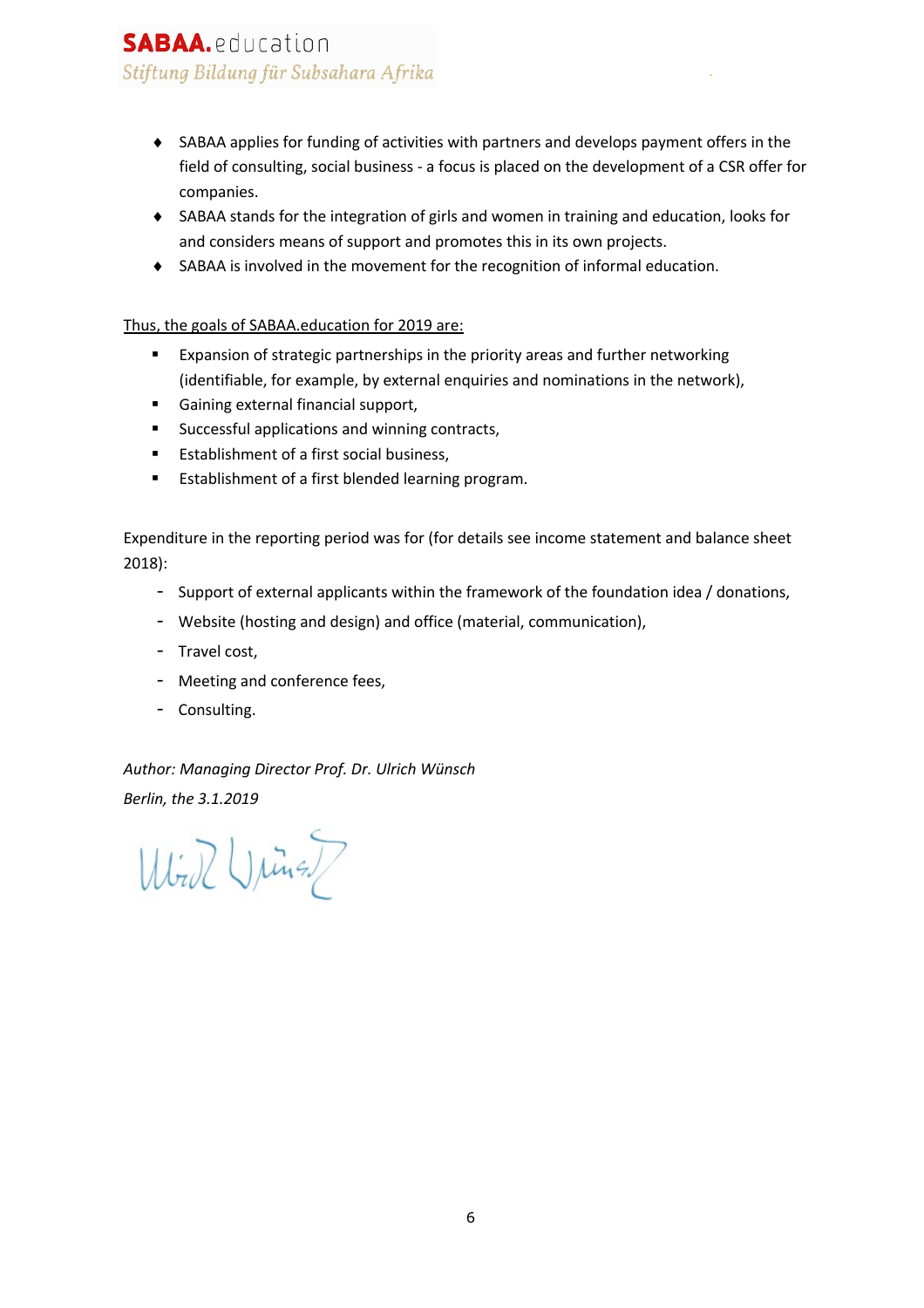- SABAA applies for funding of activities with partners and develops payment offers in the field of consulting, social business - a focus is placed on the development of a CSR offer for companies.
- SABAA stands for the integration of girls and women in training and education, looks for and considers means of support and promotes this in its own projects.
- SABAA is involved in the movement for the recognition of informal education.

<u>Thus, the goals of SABAA.education for 2019 are:</u>

- Expansion of strategic partnerships in the priority areas and further networking (identifiable, for example, by external enquiries and nominations in the network),
- Gaining external financial support,
- Successful applications and winning contracts,
- Establishment of a first social business,
- Establishment of a first blended learning program.

Expenditure in the reporting period was for (for details see income statement and balance sheet 2018):

- Support of external applicants within the framework of the foundation idea / donations,
- Website (hosting and design) and office (material, communication),
- Travel cost,
- Meeting and conference fees,
- Consulting.

*Author: Managing Director Prof. Dr. Ulrich Wünsch*

*Berlin, the 3.1.2019*